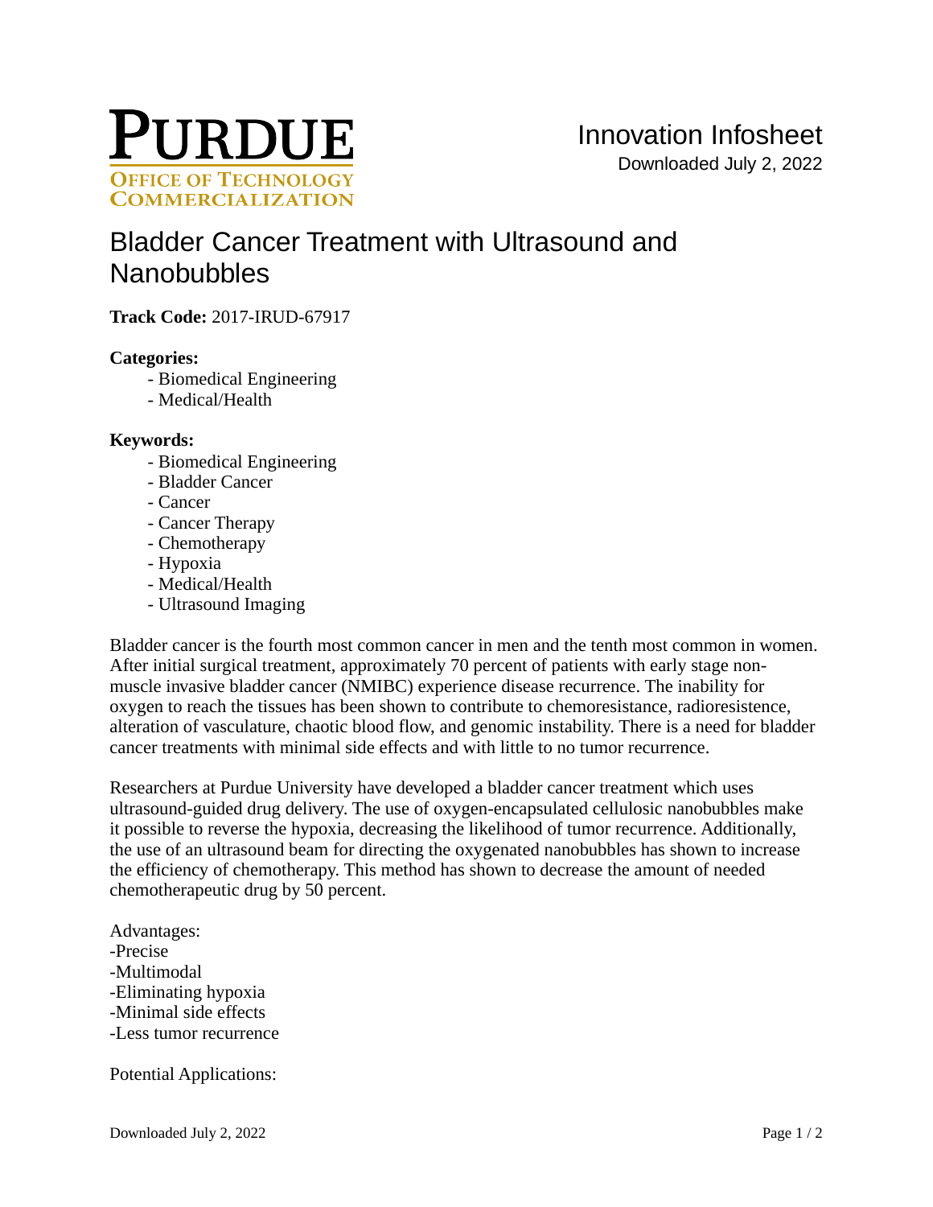**PURDUE**
**OFFICE OF TECHNOLOGY COMMERCIALIZATION**

Innovation Infosheet
Downloaded July 2, 2022

# Bladder Cancer Treatment with Ultrasound and Nanobubbles

**Track Code:** 2017-IRUD-67917

**Categories:**

- Biomedical Engineering
- Medical/Health

**Keywords:**

- Biomedical Engineering
- Bladder Cancer
- Cancer
- Cancer Therapy
- Chemotherapy
- Hypoxia
- Medical/Health
- Ultrasound Imaging

Bladder cancer is the fourth most common cancer in men and the tenth most common in women. After initial surgical treatment, approximately 70 percent of patients with early stage non-muscle invasive bladder cancer (NMIBC) experience disease recurrence. The inability for oxygen to reach the tissues has been shown to contribute to chemoresistance, radioresistence, alteration of vasculature, chaotic blood flow, and genomic instability. There is a need for bladder cancer treatments with minimal side effects and with little to no tumor recurrence.

Researchers at Purdue University have developed a bladder cancer treatment which uses ultrasound-guided drug delivery. The use of oxygen-encapsulated cellulosic nanobubbles make it possible to reverse the hypoxia, decreasing the likelihood of tumor recurrence. Additionally, the use of an ultrasound beam for directing the oxygenated nanobubbles has shown to increase the efficiency of chemotherapy. This method has shown to decrease the amount of needed chemotherapeutic drug by 50 percent.

Advantages:
-Precise
-Multimodal
-Eliminating hypoxia
-Minimal side effects
-Less tumor recurrence

Potential Applications: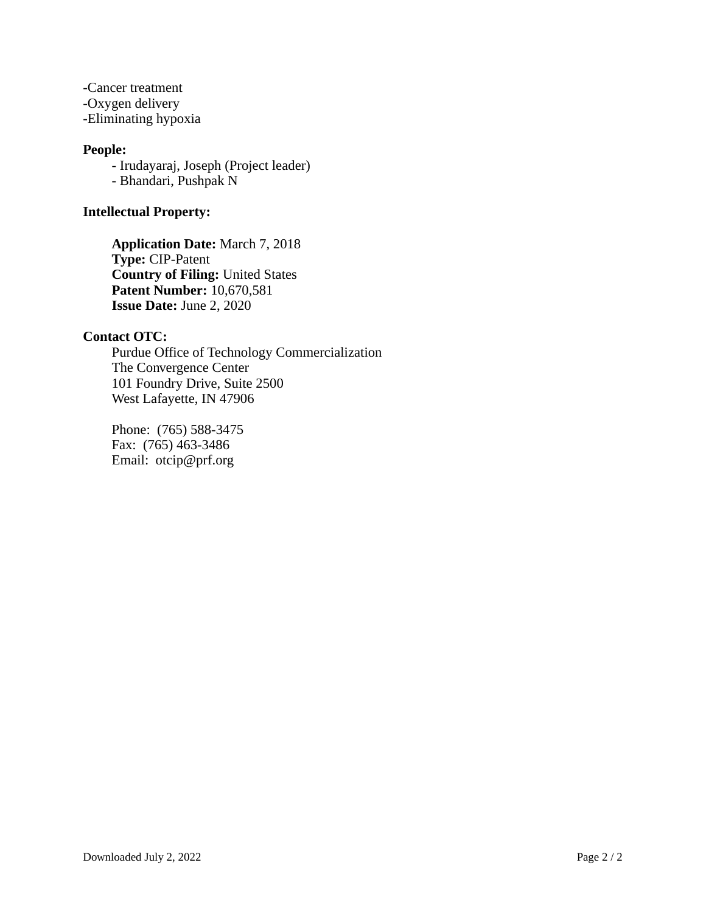-Cancer treatment
-Oxygen delivery
-Eliminating hypoxia

**People:**

- Irudayaraj, Joseph (Project leader)
- Bhandari, Pushpak N

**Intellectual Property:**

**Application Date:** March 7, 2018
**Type:** CIP-Patent
**Country of Filing:** United States
**Patent Number:** 10,670,581
**Issue Date:** June 2, 2020

**Contact OTC:**

Purdue Office of Technology Commercialization
The Convergence Center
101 Foundry Drive, Suite 2500
West Lafayette, IN 47906

Phone: (765) 588-3475
Fax: (765) 463-3486
Email: otcip@prf.org